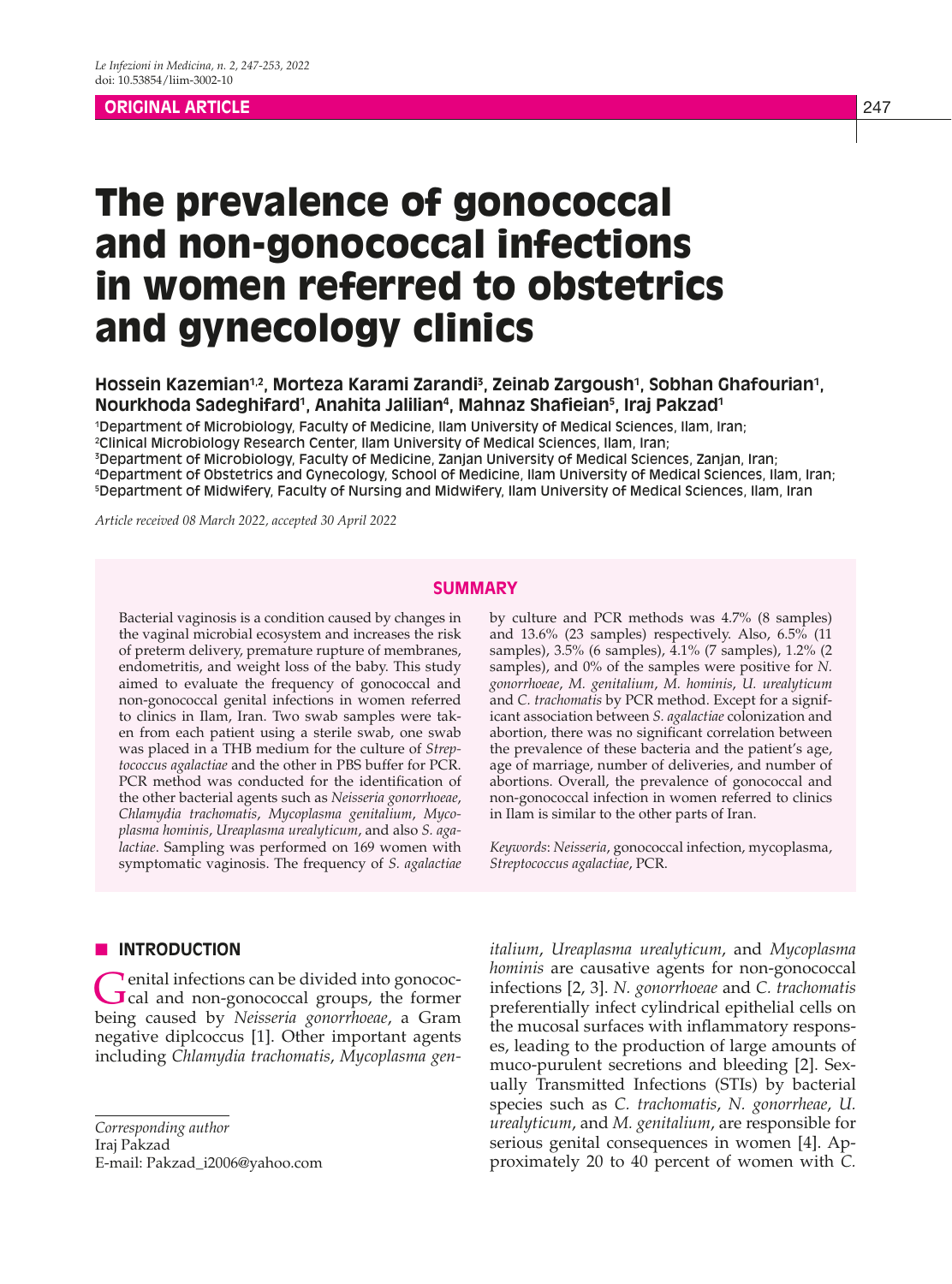**ORIGINAL ARTICLE**

# The prevalence of gonococcal and non-gonococcal infections in women referred to obstetrics and gynecology clinics

**Hossein Kazemian[1,2], Morteza Karami Zarandi[3], Zeinab Zargoush[1], Sobhan Ghafourian[1], Nourkhoda Sadeghifard[1], Anahita Jalilian[4], Mahnaz Shafieian[5], Iraj Pakzad[1]**

[1]Department of Microbiology, Faculty of Medicine, Ilam University of Medical Sciences, Ilam, Iran;
[2]Clinical Microbiology Research Center, Ilam University of Medical Sciences, Ilam, Iran;
[3]Department of Microbiology, Faculty of Medicine, Zanjan University of Medical Sciences, Zanjan, Iran;
[4]Department of Obstetrics and Gynecology, School of Medicine, Ilam University of Medical Sciences, Ilam, Iran;
[5]Department of Midwifery, Faculty of Nursing and Midwifery, Ilam University of Medical Sciences, Ilam, Iran

*Article received 08 March 2022, accepted 30 April 2022*

## SUMMARY

Bacterial vaginosis is a condition caused by changes in the vaginal microbial ecosystem and increases the risk of preterm delivery, premature rupture of membranes, endometritis, and weight loss of the baby. This study aimed to evaluate the frequency of gonococcal and non-gonococcal genital infections in women referred to clinics in Ilam, Iran. Two swab samples were taken from each patient using a sterile swab, one swab was placed in a THB medium for the culture of *Streptococcus agalactiae* and the other in PBS buffer for PCR. PCR method was conducted for the identification of the other bacterial agents such as *Neisseria gonorrhoeae*, *Chlamydia trachomatis*, *Mycoplasma genitalium*, *Mycoplasma hominis*, *Ureaplasma urealyticum*, and also *S. agalactiae*. Sampling was performed on 169 women with symptomatic vaginosis. The frequency of *S. agalactiae* by culture and PCR methods was 4.7% (8 samples) and 13.6% (23 samples) respectively. Also, 6.5% (11 samples), 3.5% (6 samples), 4.1% (7 samples), 1.2% (2 samples), and 0% of the samples were positive for *N. gonorrheoae*, *M. genitalium*, *M. hominis*, *U. urealyticum* and *C. trachomatis* by PCR method. Except for a significant association between *S. agalactiae* colonization and abortion, there was no significant correlation between the prevalence of these bacteria and the patient's age, age of marriage, number of deliveries, and number of abortions. Overall, the prevalence of gonococcal and non-gonococcal infection in women referred to clinics in Ilam is similar to the other parts of Iran.

*Keywords*: *Neisseria*, gonococcal infection, mycoplasma, *Streptococcus agalactiae*, PCR.

## INTRODUCTION

Genital infections can be divided into gonococcal and non-gonococcal groups, the former being caused by *Neisseria gonorrhoeae*, a Gram negative diplcoccus [1]. Other important agents including *Chlamydia trachomatis*, *Mycoplasma genitalium*, *Ureaplasma urealyticum*, and *Mycoplasma hominis* are causative agents for non-gonococcal infections [2, 3]. *N. gonorrhoeae* and *C. trachomatis* preferentially infect cylindrical epithelial cells on the mucosal surfaces with inflammatory responses, leading to the production of large amounts of muco-purulent secretions and bleeding [2]. Sexually Transmitted Infections (STIs) by bacterial species such as *C. trachomatis*, *N. gonorrheae*, *U. urealyticum*, and *M. genitalium*, are responsible for serious genital consequences in women [4]. Approximately 20 to 40 percent of women with *C.*

*Corresponding author*
Iraj Pakzad
E-mail: Pakzad_i2006@yahoo.com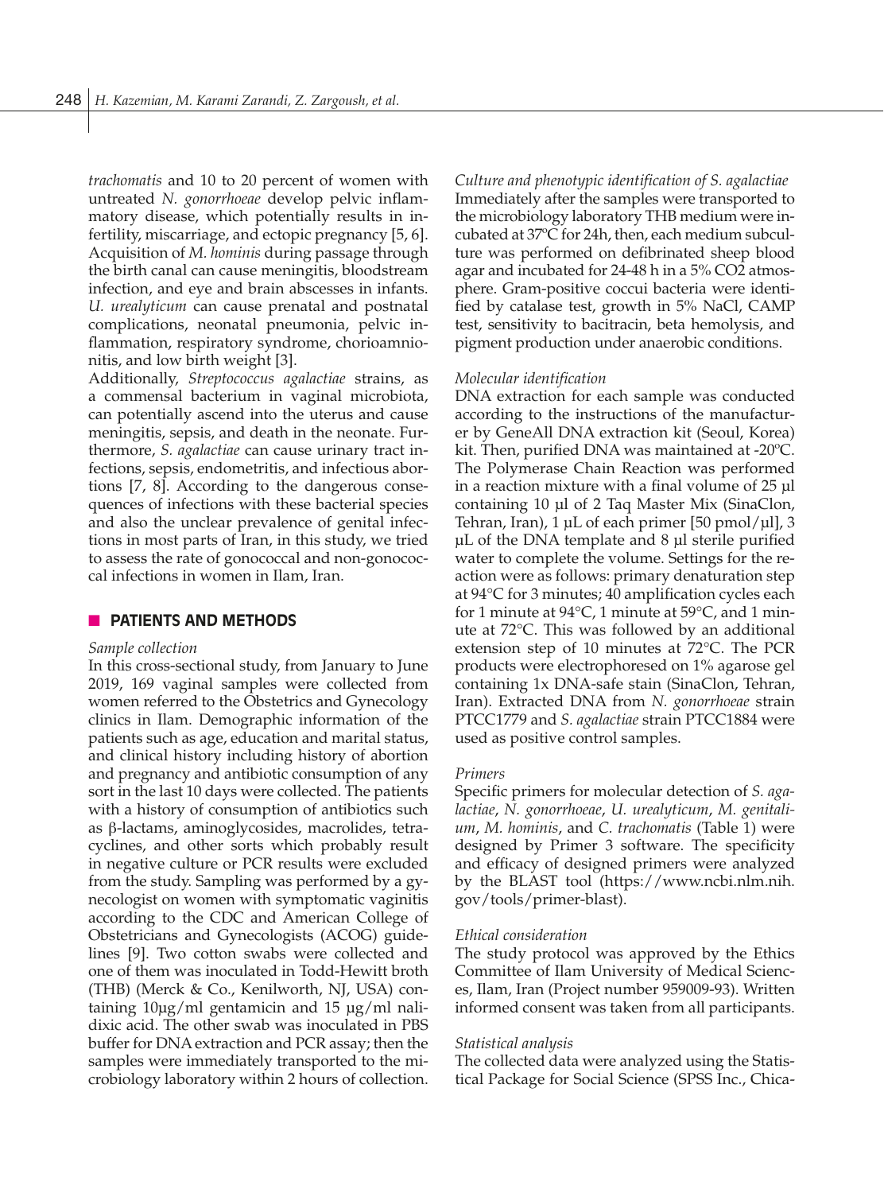*trachomatis* and 10 to 20 percent of women with untreated *N. gonorrhoeae* develop pelvic inflammatory disease, which potentially results in infertility, miscarriage, and ectopic pregnancy [5, 6]. Acquisition of *M. hominis* during passage through the birth canal can cause meningitis, bloodstream infection, and eye and brain abscesses in infants. *U. urealyticum* can cause prenatal and postnatal complications, neonatal pneumonia, pelvic inflammation, respiratory syndrome, chorioamnionitis, and low birth weight [3].

Additionally, *Streptococcus agalactiae* strains, as a commensal bacterium in vaginal microbiota, can potentially ascend into the uterus and cause meningitis, sepsis, and death in the neonate. Furthermore, *S. agalactiae* can cause urinary tract infections, sepsis, endometritis, and infectious abortions [7, 8]. According to the dangerous consequences of infections with these bacterial species and also the unclear prevalence of genital infections in most parts of Iran, in this study, we tried to assess the rate of gonococcal and non-gonococcal infections in women in Ilam, Iran.

## PATIENTS AND METHODS

### *Sample collection*

In this cross-sectional study, from January to June 2019, 169 vaginal samples were collected from women referred to the Obstetrics and Gynecology clinics in Ilam. Demographic information of the patients such as age, education and marital status, and clinical history including history of abortion and pregnancy and antibiotic consumption of any sort in the last 10 days were collected. The patients with a history of consumption of antibiotics such as β-lactams, aminoglycosides, macrolides, tetracyclines, and other sorts which probably result in negative culture or PCR results were excluded from the study. Sampling was performed by a gynecologist on women with symptomatic vaginitis according to the CDC and American College of Obstetricians and Gynecologists (ACOG) guidelines [9]. Two cotton swabs were collected and one of them was inoculated in Todd-Hewitt broth (THB) (Merck & Co., Kenilworth, NJ, USA) containing 10µg/ml gentamicin and 15 µg/ml nalidixic acid. The other swab was inoculated in PBS buffer for DNA extraction and PCR assay; then the samples were immediately transported to the microbiology laboratory within 2 hours of collection.

### *Culture and phenotypic identification of S. agalactiae*

Immediately after the samples were transported to the microbiology laboratory THB medium were incubated at 37ºC for 24h, then, each medium subculture was performed on defibrinated sheep blood agar and incubated for 24-48 h in a 5% $CO_2$ atmosphere. Gram-positive coccui bacteria were identified by catalase test, growth in 5% NaCl, CAMP test, sensitivity to bacitracin, beta hemolysis, and pigment production under anaerobic conditions.

### *Molecular identification*

DNA extraction for each sample was conducted according to the instructions of the manufacturer by GeneAll DNA extraction kit (Seoul, Korea) kit. Then, purified DNA was maintained at -20ºC. The Polymerase Chain Reaction was performed in a reaction mixture with a final volume of 25 µl containing 10 µl of 2 Taq Master Mix (SinaClon, Tehran, Iran), 1 µL of each primer [50 pmol/µl], 3 µL of the DNA template and 8 µl sterile purified water to complete the volume. Settings for the reaction were as follows: primary denaturation step at 94°C for 3 minutes; 40 amplification cycles each for 1 minute at 94°C, 1 minute at 59°C, and 1 minute at 72°C. This was followed by an additional extension step of 10 minutes at 72°C. The PCR products were electrophoresed on 1% agarose gel containing 1x DNA-safe stain (SinaClon, Tehran, Iran). Extracted DNA from *N. gonorrhoeae* strain PTCC1779 and *S. agalactiae* strain PTCC1884 were used as positive control samples.

### *Primers*

Specific primers for molecular detection of *S. agalactiae*, *N. gonorrhoeae*, *U. urealyticum*, *M. genitalium*, *M. hominis*, and *C. trachomatis* (Table 1) were designed by Primer 3 software. The specificity and efficacy of designed primers were analyzed by the BLAST tool (https://www.ncbi.nlm.nih.gov/tools/primer-blast).

### *Ethical consideration*

The study protocol was approved by the Ethics Committee of Ilam University of Medical Sciences, Ilam, Iran (Project number 959009-93). Written informed consent was taken from all participants.

### *Statistical analysis*

The collected data were analyzed using the Statistical Package for Social Science (SPSS Inc., Chica-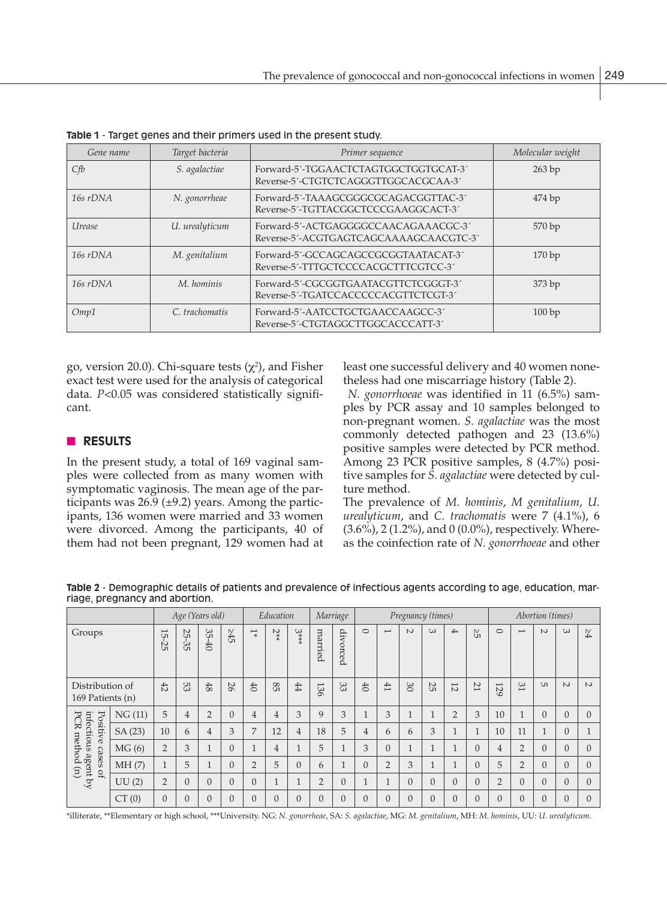**Table 1** - Target genes and their primers used in the present study.

| *Gene name* | *Target bacteria* | *Primer sequence* | *Molecular weight* |
|---|---|---|---|
| *Cfb* | *S. agalactiae* | Forward-5´-TGGAACTCTAGTGGCTGGTGCAT-3´<br>Reverse-5´-CTGTCTCAGGGTTGGCACGCAA-3´ | 263 bp |
| *16s rDNA* | *N. gonorrheae* | Forward-5´-TAAAGCGGGCGCAGACGGTTAC-3´<br>Reverse-5´-TGTTACGGCTCCCGAAGGCACT-3´ | 474 bp |
| *Urease* | *U. urealyticum* | Forward-5´-ACTGAGGGGCCAACAGAAACGC-3´<br>Reverse-5´-ACGTGAGTCAGCAAAAGCAACGTC-3´ | 570 bp |
| *16s rDNA* | *M. genitalium* | Forward-5´-GCCAGCAGCCGCGGTAATACAT-3´<br>Reverse-5´-TTTGCTCCCCACGCTTTCGTCC-3´ | 170 bp |
| *16s rDNA* | *M. hominis* | Forward-5´-CGCGGTGAATACGTTCTCGGGT-3´<br>Reverse-5´-TGATCCACCCCCACGTTCTCGT-3´ | 373 bp |
| *Omp1* | *C. trachomatis* | Forward-5´-AATCCTGCTGAACCAAGCC-3´<br>Reverse-5´-CTGTAGGCTTGGCACCCATT-3´ | 100 bp |

go, version 20.0). Chi-square tests ($\chi^2$), and Fisher exact test were used for the analysis of categorical data. $P<0.05$ was considered statistically significant.

## RESULTS

In the present study, a total of 169 vaginal samples were collected from as many women with symptomatic vaginosis. The mean age of the participants was 26.9 (±9.2) years. Among the participants, 136 women were married and 33 women were divorced. Among the participants, 40 of them had not been pregnant, 129 women had at least one successful delivery and 40 women nonetheless had one miscarriage history (Table 2).

*N. gonorrhoeae* was identified in 11 (6.5%) samples by PCR assay and 10 samples belonged to non-pregnant women. *S. agalactiae* was the most commonly detected pathogen and 23 (13.6%) positive samples were detected by PCR method. Among 23 PCR positive samples, 8 (4.7%) positive samples for *S. agalactiae* were detected by culture method.

The prevalence of *M. hominis*, *M genitalium*, *U. urealyticum*, and *C. trachomatis* were 7 (4.1%), 6 (3.6%), 2 (1.2%), and 0 (0.0%), respectively. Whereas the coinfection rate of *N. gonorrhoeae* and other

**Table 2** - Demographic details of patients and prevalence of infectious agents according to age, education, marriage, pregnancy and abortion.

| Groups | | *Age (Years old)* | | | | *Education* | | | *Marriage* | | *Pregnancy (times)* | | | | | | *Abortion (times)* | | | | |
|---|---|---|---|---|---|---|---|---|---|---|---|---|---|---|---|---|---|---|---|---|---|
| | | 15-25 | 25-35 | 35-40 | ≥45 | 1* | 2** | 3*** | married | divorced | 0 | 1 | 2 | 3 | 4 | ≥5 | 0 | 1 | 2 | 3 | ≥4 |
| Distribution of 169 Patients (n) | | 42 | 53 | 48 | 26 | 40 | 85 | 44 | 136 | 33 | 40 | 41 | 30 | 25 | 12 | 21 | 129 | 31 | 5 | 2 | 2 |
| Positive cases of infectious agent by PCR method (n) | NG (11) | 5 | 4 | 2 | 0 | 4 | 4 | 3 | 9 | 3 | 1 | 3 | 1 | 1 | 2 | 3 | 10 | 1 | 0 | 0 | 0 |
| | SA (23) | 10 | 6 | 4 | 3 | 7 | 12 | 4 | 18 | 5 | 4 | 6 | 6 | 3 | 1 | 1 | 10 | 11 | 1 | 0 | 1 |
| | MG (6) | 2 | 3 | 1 | 0 | 1 | 4 | 1 | 5 | 1 | 3 | 0 | 1 | 1 | 1 | 0 | 4 | 2 | 0 | 0 | 0 |
| | MH (7) | 1 | 5 | 1 | 0 | 2 | 5 | 0 | 6 | 1 | 0 | 2 | 3 | 1 | 1 | 0 | 5 | 2 | 0 | 0 | 0 |
| | UU (2) | 2 | 0 | 0 | 0 | 0 | 1 | 1 | 2 | 0 | 1 | 1 | 0 | 0 | 0 | 0 | 2 | 0 | 0 | 0 | 0 |
| | CT (0) | 0 | 0 | 0 | 0 | 0 | 0 | 0 | 0 | 0 | 0 | 0 | 0 | 0 | 0 | 0 | 0 | 0 | 0 | 0 | 0 |

*illiterate, **Elementary or high school, ***University. NG: *N. gonorrheae*, SA: *S. agalactiae*, MG: *M. genitalium*, MH: *M. hominis*, UU: *U. urealyticum*.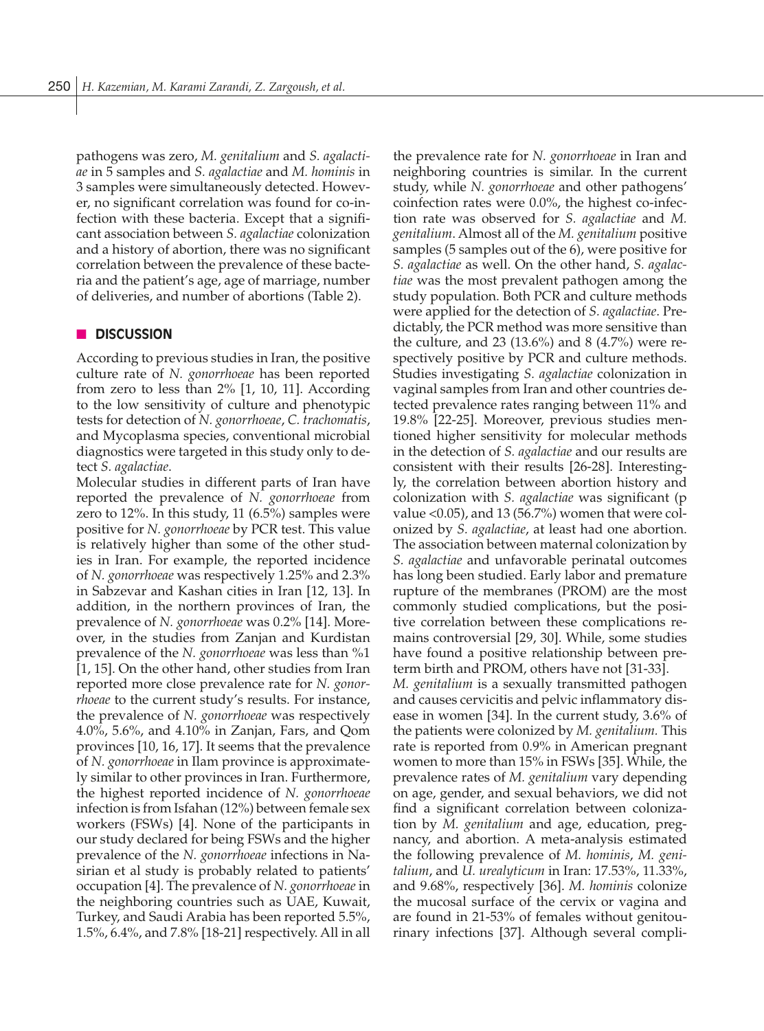pathogens was zero, *M. genitalium* and *S. agalactiae* in 5 samples and *S. agalactiae* and *M. hominis* in 3 samples were simultaneously detected. However, no significant correlation was found for co-infection with these bacteria. Except that a significant association between *S. agalactiae* colonization and a history of abortion, there was no significant correlation between the prevalence of these bacteria and the patient's age, age of marriage, number of deliveries, and number of abortions (Table 2).

## DISCUSSION

According to previous studies in Iran, the positive culture rate of *N. gonorrhoeae* has been reported from zero to less than 2% [1, 10, 11]. According to the low sensitivity of culture and phenotypic tests for detection of *N. gonorrhoeae*, *C. trachomatis*, and Mycoplasma species, conventional microbial diagnostics were targeted in this study only to detect *S. agalactiae*.

Molecular studies in different parts of Iran have reported the prevalence of *N. gonorrhoeae* from zero to 12%. In this study, 11 (6.5%) samples were positive for *N. gonorrhoeae* by PCR test. This value is relatively higher than some of the other studies in Iran. For example, the reported incidence of *N. gonorrhoeae* was respectively 1.25% and 2.3% in Sabzevar and Kashan cities in Iran [12, 13]. In addition, in the northern provinces of Iran, the prevalence of *N. gonorrhoeae* was 0.2% [14]. Moreover, in the studies from Zanjan and Kurdistan prevalence of the *N. gonorrhoeae* was less than %1 [1, 15]. On the other hand, other studies from Iran reported more close prevalence rate for *N. gonorrhoeae* to the current study's results. For instance, the prevalence of *N. gonorrhoeae* was respectively 4.0%, 5.6%, and 4.10% in Zanjan, Fars, and Qom provinces [10, 16, 17]. It seems that the prevalence of *N. gonorrhoeae* in Ilam province is approximately similar to other provinces in Iran. Furthermore, the highest reported incidence of *N. gonorrhoeae* infection is from Isfahan (12%) between female sex workers (FSWs) [4]. None of the participants in our study declared for being FSWs and the higher prevalence of the *N. gonorrhoeae* infections in Nasirian et al study is probably related to patients' occupation [4]. The prevalence of *N. gonorrhoeae* in the neighboring countries such as UAE, Kuwait, Turkey, and Saudi Arabia has been reported 5.5%, 1.5%, 6.4%, and 7.8% [18-21] respectively. All in all the prevalence rate for *N. gonorrhoeae* in Iran and neighboring countries is similar. In the current study, while *N. gonorrhoeae* and other pathogens' coinfection rates were 0.0%, the highest co-infection rate was observed for *S. agalactiae* and *M. genitalium*. Almost all of the *M. genitalium* positive samples (5 samples out of the 6), were positive for *S. agalactiae* as well. On the other hand, *S. agalactiae* was the most prevalent pathogen among the study population. Both PCR and culture methods were applied for the detection of *S. agalactiae*. Predictably, the PCR method was more sensitive than the culture, and 23 (13.6%) and 8 (4.7%) were respectively positive by PCR and culture methods. Studies investigating *S. agalactiae* colonization in vaginal samples from Iran and other countries detected prevalence rates ranging between 11% and 19.8% [22-25]. Moreover, previous studies mentioned higher sensitivity for molecular methods in the detection of *S. agalactiae* and our results are consistent with their results [26-28]. Interestingly, the correlation between abortion history and colonization with *S. agalactiae* was significant (p value <0.05), and 13 (56.7%) women that were colonized by *S. agalactiae*, at least had one abortion. The association between maternal colonization by *S. agalactiae* and unfavorable perinatal outcomes has long been studied. Early labor and premature rupture of the membranes (PROM) are the most commonly studied complications, but the positive correlation between these complications remains controversial [29, 30]. While, some studies have found a positive relationship between preterm birth and PROM, others have not [31-33].

*M. genitalium* is a sexually transmitted pathogen and causes cervicitis and pelvic inflammatory disease in women [34]. In the current study, 3.6% of the patients were colonized by *M. genitalium*. This rate is reported from 0.9% in American pregnant women to more than 15% in FSWs [35]. While, the prevalence rates of *M. genitalium* vary depending on age, gender, and sexual behaviors, we did not find a significant correlation between colonization by *M. genitalium* and age, education, pregnancy, and abortion. A meta-analysis estimated the following prevalence of *M. hominis*, *M. genitalium*, and *U. urealyticum* in Iran: 17.53%, 11.33%, and 9.68%, respectively [36]. *M. hominis* colonize the mucosal surface of the cervix or vagina and are found in 21-53% of females without genitourinary infections [37]. Although several compli-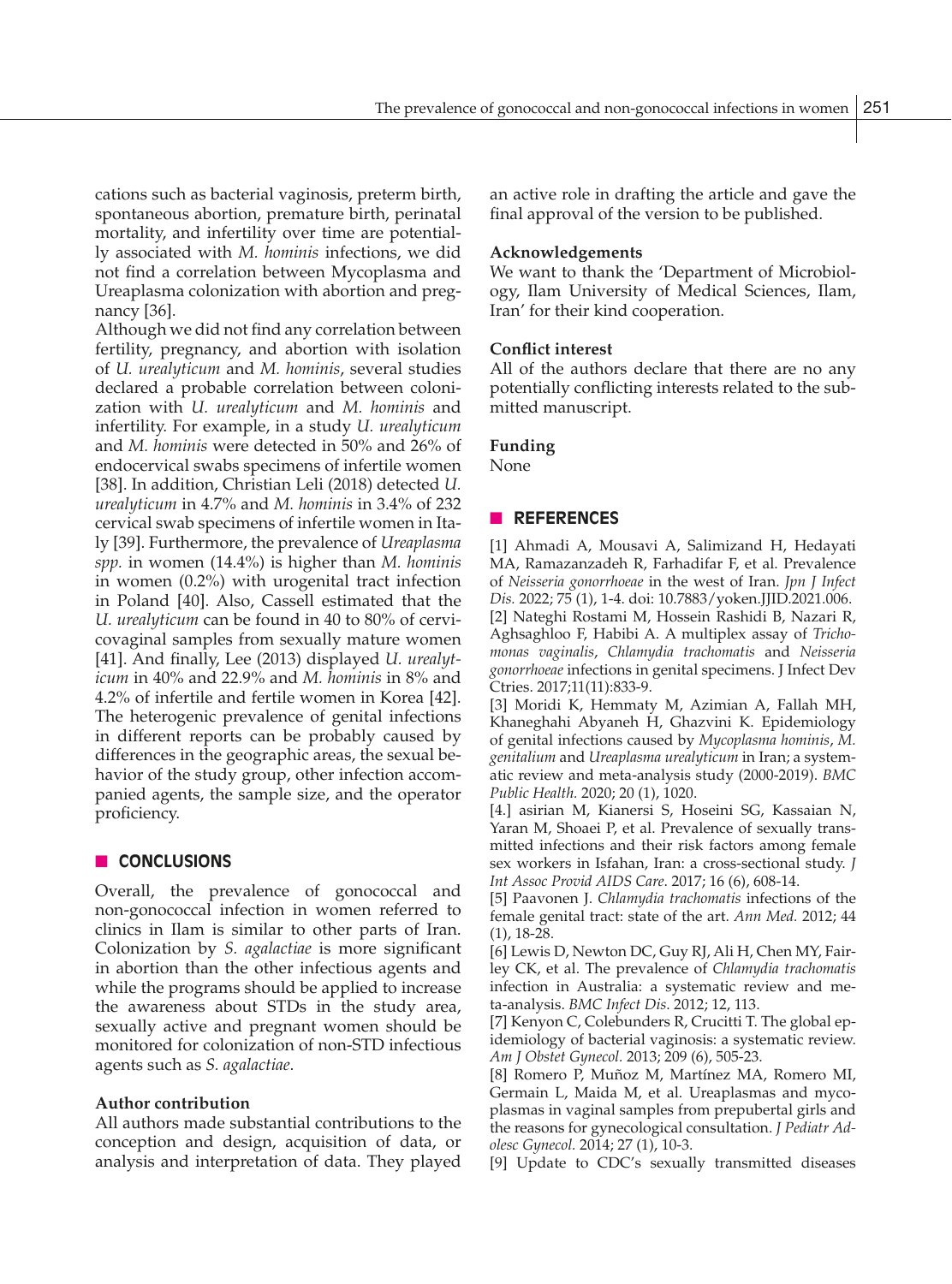cations such as bacterial vaginosis, preterm birth, spontaneous abortion, premature birth, perinatal mortality, and infertility over time are potentially associated with *M. hominis* infections, we did not find a correlation between Mycoplasma and Ureaplasma colonization with abortion and pregnancy [36].

Although we did not find any correlation between fertility, pregnancy, and abortion with isolation of *U. urealyticum* and *M. hominis*, several studies declared a probable correlation between colonization with *U. urealyticum* and *M. hominis* and infertility. For example, in a study *U. urealyticum* and *M. hominis* were detected in 50% and 26% of endocervical swabs specimens of infertile women [38]. In addition, Christian Leli (2018) detected *U. urealyticum* in 4.7% and *M. hominis* in 3.4% of 232 cervical swab specimens of infertile women in Italy [39]. Furthermore, the prevalence of *Ureaplasma spp.* in women (14.4%) is higher than *M. hominis* in women (0.2%) with urogenital tract infection in Poland [40]. Also, Cassell estimated that the *U. urealyticum* can be found in 40 to 80% of cervicovaginal samples from sexually mature women [41]. And finally, Lee (2013) displayed *U. urealyticum* in 40% and 22.9% and *M. hominis* in 8% and 4.2% of infertile and fertile women in Korea [42]. The heterogenic prevalence of genital infections in different reports can be probably caused by differences in the geographic areas, the sexual behavior of the study group, other infection accompanied agents, the sample size, and the operator proficiency.

## CONCLUSIONS

Overall, the prevalence of gonococcal and non-gonococcal infection in women referred to clinics in Ilam is similar to other parts of Iran. Colonization by *S. agalactiae* is more significant in abortion than the other infectious agents and while the programs should be applied to increase the awareness about STDs in the study area, sexually active and pregnant women should be monitored for colonization of non-STD infectious agents such as *S. agalactiae*.

**Author contribution**

All authors made substantial contributions to the conception and design, acquisition of data, or analysis and interpretation of data. They played an active role in drafting the article and gave the final approval of the version to be published.

**Acknowledgements**

We want to thank the 'Department of Microbiology, Ilam University of Medical Sciences, Ilam, Iran' for their kind cooperation.

**Conflict interest**

All of the authors declare that there are no any potentially conflicting interests related to the submitted manuscript.

**Funding**

None

## REFERENCES

[1] Ahmadi A, Mousavi A, Salimizand H, Hedayati MA, Ramazanzadeh R, Farhadifar F, et al. Prevalence of *Neisseria gonorrhoeae* in the west of Iran. *Jpn J Infect Dis.* 2022; 75 (1), 1-4. doi: 10.7883/yoken.JJID.2021.006.

[2] Nateghi Rostami M, Hossein Rashidi B, Nazari R, Aghsaghloo F, Habibi A. A multiplex assay of *Trichomonas vaginalis*, *Chlamydia trachomatis* and *Neisseria gonorrhoeae* infections in genital specimens. J Infect Dev Ctries. 2017;11(11):833-9.

[3] Moridi K, Hemmaty M, Azimian A, Fallah MH, Khaneghahi Abyaneh H, Ghazvini K. Epidemiology of genital infections caused by *Mycoplasma hominis*, *M. genitalium* and *Ureaplasma urealyticum* in Iran; a systematic review and meta-analysis study (2000-2019). *BMC Public Health.* 2020; 20 (1), 1020.

[4.] asirian M, Kianersi S, Hoseini SG, Kassaian N, Yaran M, Shoaei P, et al. Prevalence of sexually transmitted infections and their risk factors among female sex workers in Isfahan, Iran: a cross-sectional study. *J Int Assoc Provid AIDS Care.* 2017; 16 (6), 608-14.

[5] Paavonen J. *Chlamydia trachomatis* infections of the female genital tract: state of the art. *Ann Med.* 2012; 44 (1), 18-28.

[6] Lewis D, Newton DC, Guy RJ, Ali H, Chen MY, Fairley CK, et al. The prevalence of *Chlamydia trachomatis* infection in Australia: a systematic review and meta-analysis. *BMC Infect Dis.* 2012; 12, 113.

[7] Kenyon C, Colebunders R, Crucitti T. The global epidemiology of bacterial vaginosis: a systematic review. *Am J Obstet Gynecol.* 2013; 209 (6), 505-23.

[8] Romero P, Muñoz M, Martínez MA, Romero MI, Germain L, Maida M, et al. Ureaplasmas and mycoplasmas in vaginal samples from prepubertal girls and the reasons for gynecological consultation. *J Pediatr Adolesc Gynecol.* 2014; 27 (1), 10-3.

[9] Update to CDC's sexually transmitted diseases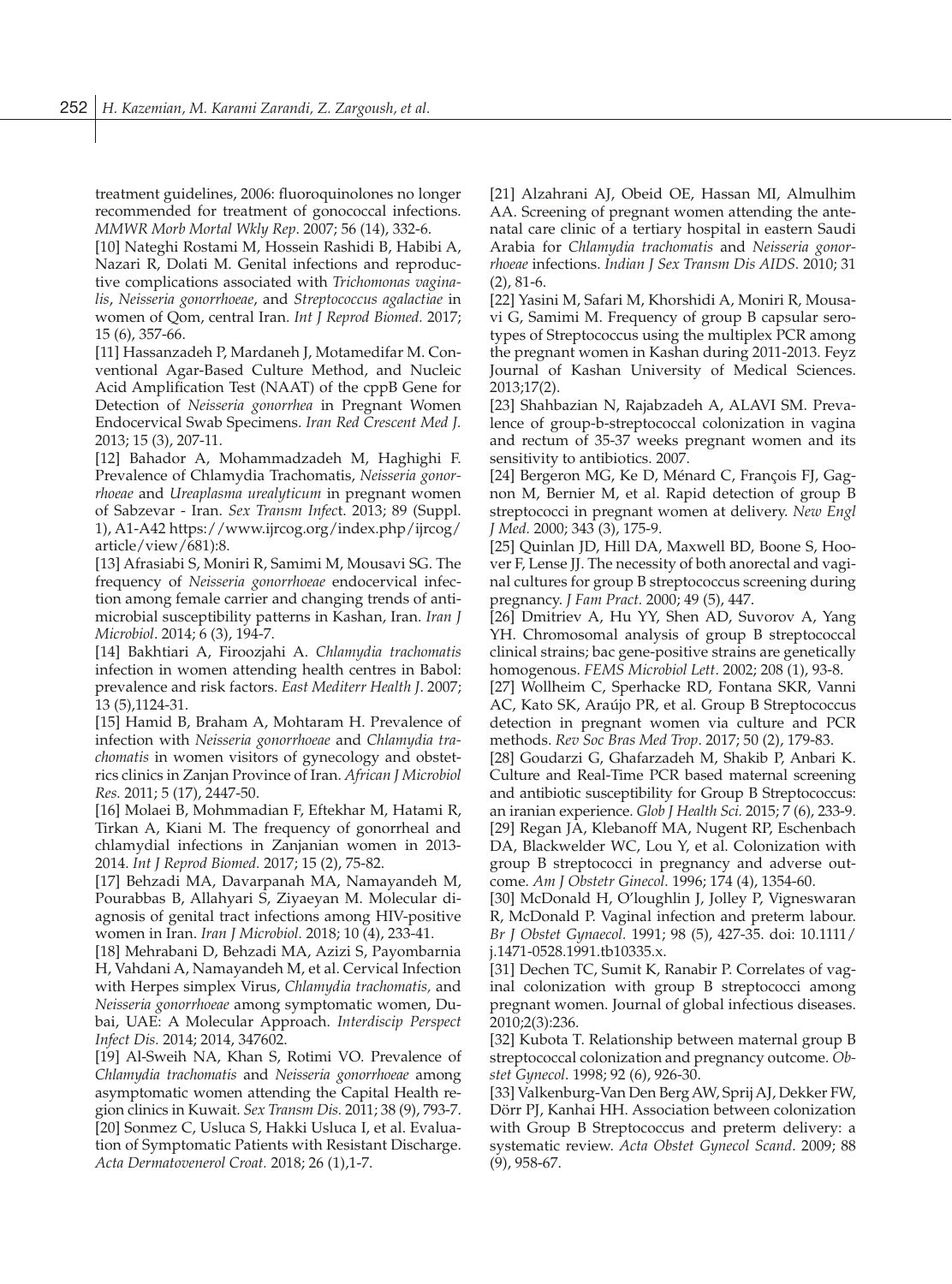treatment guidelines, 2006: fluoroquinolones no longer recommended for treatment of gonococcal infections. *MMWR Morb Mortal Wkly Rep*. 2007; 56 (14), 332-6.

[10] Nateghi Rostami M, Hossein Rashidi B, Habibi A, Nazari R, Dolati M. Genital infections and reproductive complications associated with *Trichomonas vaginalis*, *Neisseria gonorrhoeae*, and *Streptococcus agalactiae* in women of Qom, central Iran. *Int J Reprod Biomed.* 2017; 15 (6), 357-66.

[11] Hassanzadeh P, Mardaneh J, Motamedifar M. Conventional Agar-Based Culture Method, and Nucleic Acid Amplification Test (NAAT) of the cppB Gene for Detection of *Neisseria gonorrhea* in Pregnant Women Endocervical Swab Specimens. *Iran Red Crescent Med J.* 2013; 15 (3), 207-11.

[12] Bahador A, Mohammadzadeh M, Haghighi F. Prevalence of Chlamydia Trachomatis, *Neisseria gonorrhoeae* and *Ureaplasma urealyticum* in pregnant women of Sabzevar - Iran. *Sex Transm Infect*. 2013; 89 (Suppl. 1), A1-A42 https://www.ijrcog.org/index.php/ijrcog/article/view/681):8.

[13] Afrasiabi S, Moniri R, Samimi M, Mousavi SG. The frequency of *Neisseria gonorrhoeae* endocervical infection among female carrier and changing trends of antimicrobial susceptibility patterns in Kashan, Iran. *Iran J Microbiol*. 2014; 6 (3), 194-7.

[14] Bakhtiari A, Firoozjahi A. *Chlamydia trachomatis* infection in women attending health centres in Babol: prevalence and risk factors. *East Mediterr Health J*. 2007; 13 (5),1124-31.

[15] Hamid B, Braham A, Mohtaram H. Prevalence of infection with *Neisseria gonorrhoeae* and *Chlamydia trachomatis* in women visitors of gynecology and obstetrics clinics in Zanjan Province of Iran. *African J Microbiol Res.* 2011; 5 (17), 2447-50.

[16] Molaei B, Mohmmadian F, Eftekhar M, Hatami R, Tirkan A, Kiani M. The frequency of gonorrheal and chlamydial infections in Zanjanian women in 2013-2014. *Int J Reprod Biomed.* 2017; 15 (2), 75-82.

[17] Behzadi MA, Davarpanah MA, Namayandeh M, Pourabbas B, Allahyari S, Ziyaeyan M. Molecular diagnosis of genital tract infections among HIV-positive women in Iran. *Iran J Microbiol.* 2018; 10 (4), 233-41.

[18] Mehrabani D, Behzadi MA, Azizi S, Payombarnia H, Vahdani A, Namayandeh M, et al. Cervical Infection with Herpes simplex Virus, *Chlamydia trachomatis,* and *Neisseria gonorrhoeae* among symptomatic women, Dubai, UAE: A Molecular Approach. *Interdiscip Perspect Infect Dis.* 2014; 2014, 347602.

[19] Al-Sweih NA, Khan S, Rotimi VO. Prevalence of *Chlamydia trachomatis* and *Neisseria gonorrhoeae* among asymptomatic women attending the Capital Health region clinics in Kuwait. *Sex Transm Dis.* 2011; 38 (9), 793-7.

[20] Sonmez C, Usluca S, Hakki Usluca I, et al. Evaluation of Symptomatic Patients with Resistant Discharge. *Acta Dermatovenerol Croat.* 2018; 26 (1),1-7.

[21] Alzahrani AJ, Obeid OE, Hassan MI, Almulhim AA. Screening of pregnant women attending the antenatal care clinic of a tertiary hospital in eastern Saudi Arabia for *Chlamydia trachomatis* and *Neisseria gonorrhoeae* infections. *Indian J Sex Transm Dis AIDS.* 2010; 31 (2), 81-6.

[22] Yasini M, Safari M, Khorshidi A, Moniri R, Mousavi G, Samimi M. Frequency of group B capsular serotypes of Streptococcus using the multiplex PCR among the pregnant women in Kashan during 2011-2013. Feyz Journal of Kashan University of Medical Sciences. 2013;17(2).

[23] Shahbazian N, Rajabzadeh A, ALAVI SM. Prevalence of group-b-streptococcal colonization in vagina and rectum of 35-37 weeks pregnant women and its sensitivity to antibiotics. 2007.

[24] Bergeron MG, Ke D, Ménard C, François FJ, Gagnon M, Bernier M, et al. Rapid detection of group B streptococci in pregnant women at delivery. *New Engl J Med.* 2000; 343 (3), 175-9.

[25] Quinlan JD, Hill DA, Maxwell BD, Boone S, Hoover F, Lense JJ. The necessity of both anorectal and vaginal cultures for group B streptococcus screening during pregnancy. *J Fam Pract.* 2000; 49 (5), 447.

[26] Dmitriev A, Hu YY, Shen AD, Suvorov A, Yang YH. Chromosomal analysis of group B streptococcal clinical strains; bac gene-positive strains are genetically homogenous. *FEMS Microbiol Lett*. 2002; 208 (1), 93-8.

[27] Wollheim C, Sperhacke RD, Fontana SKR, Vanni AC, Kato SK, Araújo PR, et al. Group B Streptococcus detection in pregnant women via culture and PCR methods. *Rev Soc Bras Med Trop*. 2017; 50 (2), 179-83.

[28] Goudarzi G, Ghafarzadeh M, Shakib P, Anbari K. Culture and Real-Time PCR based maternal screening and antibiotic susceptibility for Group B Streptococcus: an iranian experience. *Glob J Health Sci.* 2015; 7 (6), 233-9.

[29] Regan JA, Klebanoff MA, Nugent RP, Eschenbach DA, Blackwelder WC, Lou Y, et al. Colonization with group B streptococci in pregnancy and adverse outcome. *Am J Obstetr Ginecol.* 1996; 174 (4), 1354-60.

[30] McDonald H, O'loughlin J, Jolley P, Vigneswaran R, McDonald P. Vaginal infection and preterm labour. *Br J Obstet Gynaecol.* 1991; 98 (5), 427-35. doi: 10.1111/j.1471-0528.1991.tb10335.x.

[31] Dechen TC, Sumit K, Ranabir P. Correlates of vaginal colonization with group B streptococci among pregnant women. Journal of global infectious diseases. 2010;2(3):236.

[32] Kubota T. Relationship between maternal group B streptococcal colonization and pregnancy outcome. *Obstet Gynecol*. 1998; 92 (6), 926-30.

[33] Valkenburg-Van Den Berg AW, Sprij AJ, Dekker FW, Dörr PJ, Kanhai HH. Association between colonization with Group B Streptococcus and preterm delivery: a systematic review. *Acta Obstet Gynecol Scand*. 2009; 88 (9), 958-67.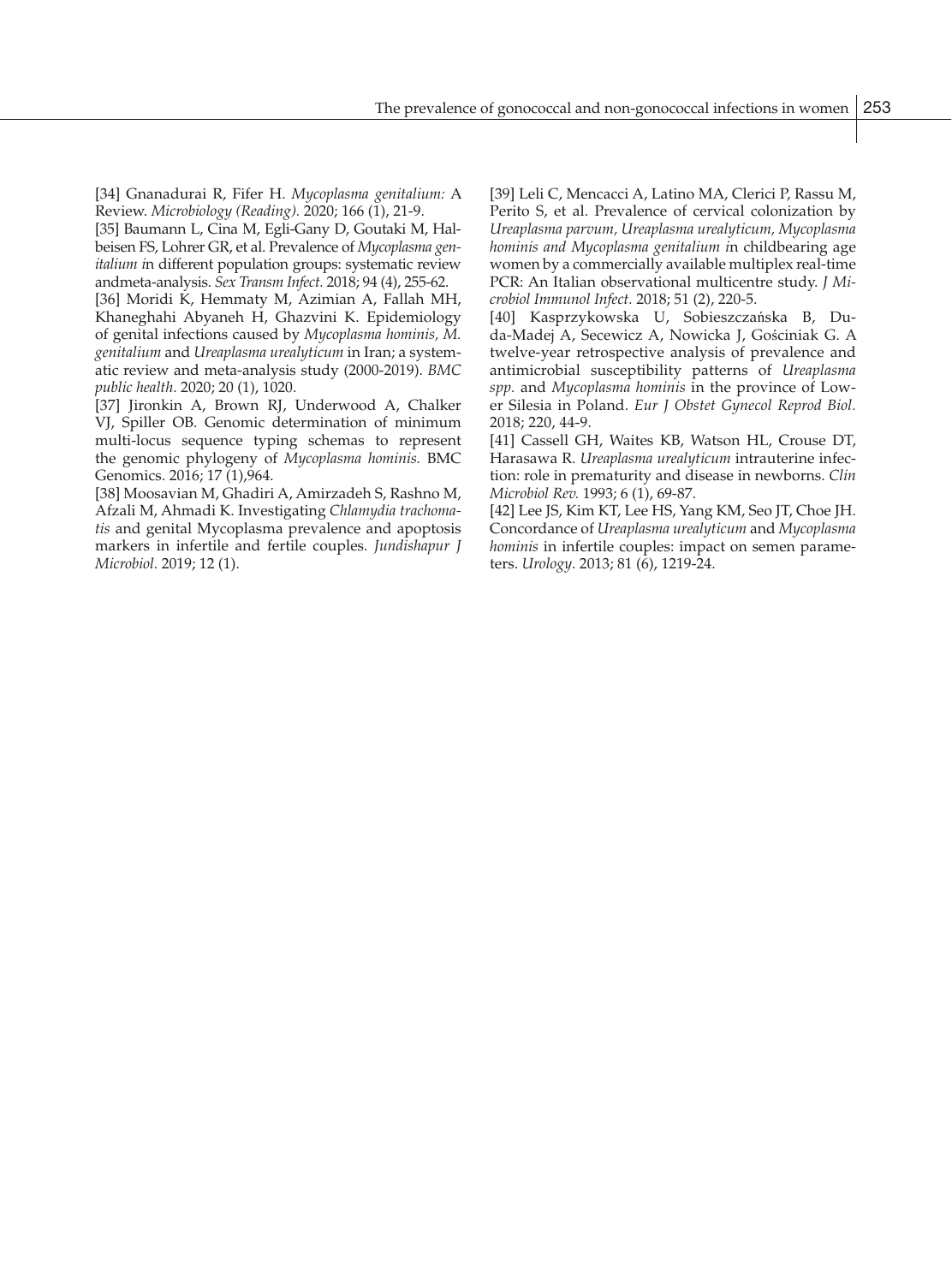[34] Gnanadurai R, Fifer H. *Mycoplasma genitalium:* A Review. *Microbiology (Reading).* 2020; 166 (1), 21-9.

[35] Baumann L, Cina M, Egli-Gany D, Goutaki M, Halbeisen FS, Lohrer GR, et al. Prevalence of *Mycoplasma genitalium i*n different population groups: systematic review andmeta-analysis. *Sex Transm Infect.* 2018; 94 (4), 255-62.

[36] Moridi K, Hemmaty M, Azimian A, Fallah MH, Khaneghahi Abyaneh H, Ghazvini K. Epidemiology of genital infections caused by *Mycoplasma hominis, M. genitalium* and *Ureaplasma urealyticum* in Iran; a systematic review and meta-analysis study (2000-2019). *BMC public health.* 2020; 20 (1), 1020.

[37] Jironkin A, Brown RJ, Underwood A, Chalker VJ, Spiller OB. Genomic determination of minimum multi-locus sequence typing schemas to represent the genomic phylogeny of *Mycoplasma hominis.* BMC Genomics. 2016; 17 (1),964.

[38] Moosavian M, Ghadiri A, Amirzadeh S, Rashno M, Afzali M, Ahmadi K. Investigating *Chlamydia trachomatis* and genital Mycoplasma prevalence and apoptosis markers in infertile and fertile couples. *Jundishapur J Microbiol.* 2019; 12 (1).

[39] Leli C, Mencacci A, Latino MA, Clerici P, Rassu M, Perito S, et al. Prevalence of cervical colonization by *Ureaplasma parvum, Ureaplasma urealyticum, Mycoplasma hominis and Mycoplasma genitalium i*n childbearing age women by a commercially available multiplex real-time PCR: An Italian observational multicentre study. *J Microbiol Immunol Infect.* 2018; 51 (2), 220-5.

[40] Kasprzykowska U, Sobieszczańska B, Duda-Madej A, Secewicz A, Nowicka J, Gościniak G. A twelve-year retrospective analysis of prevalence and antimicrobial susceptibility patterns of *Ureaplasma spp.* and *Mycoplasma hominis* in the province of Lower Silesia in Poland. *Eur J Obstet Gynecol Reprod Biol.* 2018; 220, 44-9.

[41] Cassell GH, Waites KB, Watson HL, Crouse DT, Harasawa R. *Ureaplasma urealyticum* intrauterine infection: role in prematurity and disease in newborns. *Clin Microbiol Rev.* 1993; 6 (1), 69-87.

[42] Lee JS, Kim KT, Lee HS, Yang KM, Seo JT, Choe JH. Concordance of *Ureaplasma urealyticum* and *Mycoplasma hominis* in infertile couples: impact on semen parameters. *Urology*. 2013; 81 (6), 1219-24.